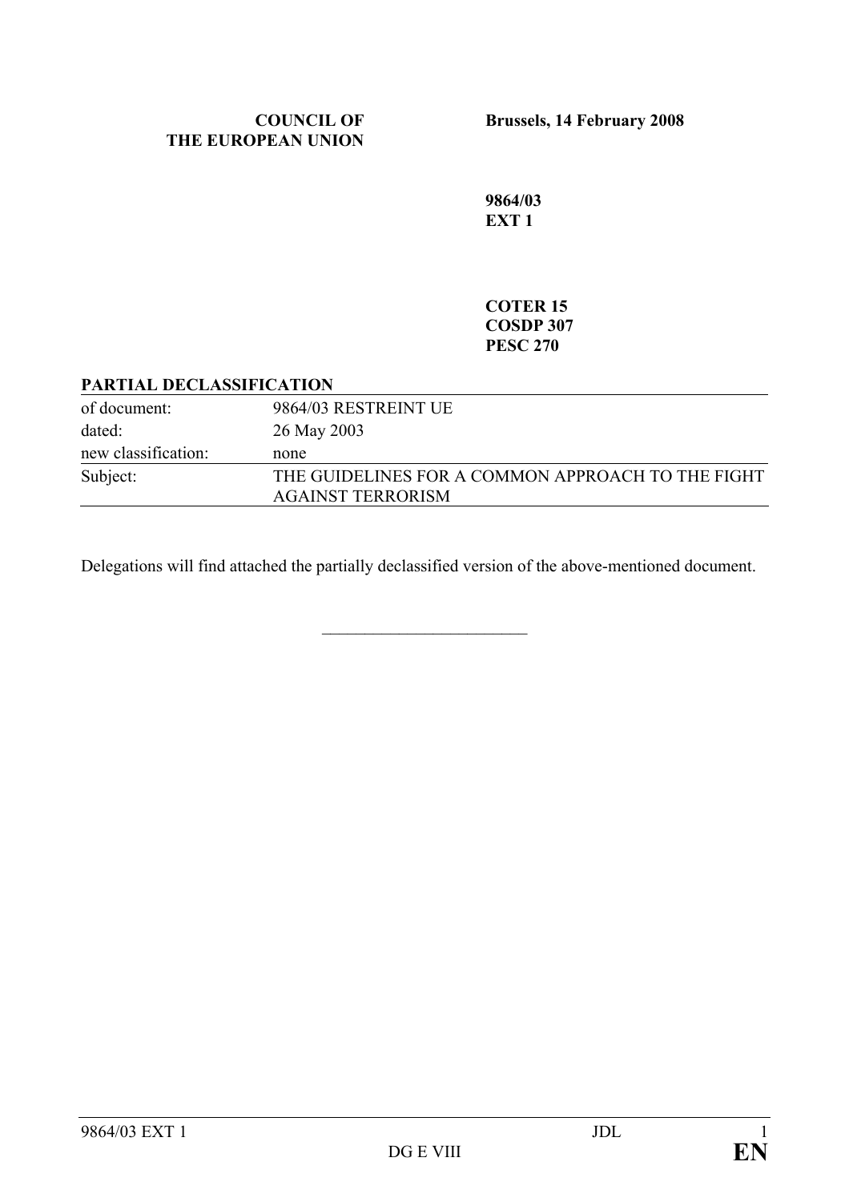**COUNCIL OF THE EUROPEAN UNION**

**Brussels, 14 February 2008**

**9864/03**
**EXT 1**

**COTER 15**
**COSDP 307**
**PESC 270**

**PARTIAL DECLASSIFICATION**

| | |
|---|---|
| of document: | 9864/03 RESTREINT UE |
| dated: | 26 May 2003 |
| new classification: | none |
| Subject: | THE GUIDELINES FOR A COMMON APPROACH TO THE FIGHT AGAINST TERRORISM |

Delegations will find attached the partially declassified version of the above-mentioned document.

\_\_\_\_\_\_\_\_\_\_\_\_\_\_\_\_\_\_\_\_\_\_\_\_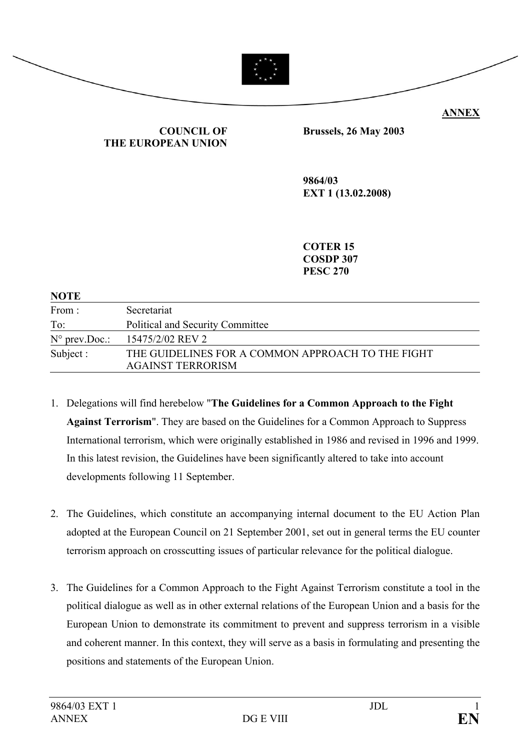**ANNEX**

**COUNCIL OF THE EUROPEAN UNION**

**Brussels, 26 May 2003**

**9864/03**
**EXT 1 (13.02.2008)**

**COTER 15**
**COSDP 307**
**PESC 270**

**NOTE**

| | |
|---|---|
| From : | Secretariat |
| To: | Political and Security Committee |
| N° prev.Doc.: | 15475/2/02 REV 2 |
| Subject : | THE GUIDELINES FOR A COMMON APPROACH TO THE FIGHT AGAINST TERRORISM |

1. Delegations will find herebelow "**The Guidelines for a Common Approach to the Fight Against Terrorism**". They are based on the Guidelines for a Common Approach to Suppress International terrorism, which were originally established in 1986 and revised in 1996 and 1999. In this latest revision, the Guidelines have been significantly altered to take into account developments following 11 September.

2. The Guidelines, which constitute an accompanying internal document to the EU Action Plan adopted at the European Council on 21 September 2001, set out in general terms the EU counter terrorism approach on crosscutting issues of particular relevance for the political dialogue.

3. The Guidelines for a Common Approach to the Fight Against Terrorism constitute a tool in the political dialogue as well as in other external relations of the European Union and a basis for the European Union to demonstrate its commitment to prevent and suppress terrorism in a visible and coherent manner. In this context, they will serve as a basis in formulating and presenting the positions and statements of the European Union.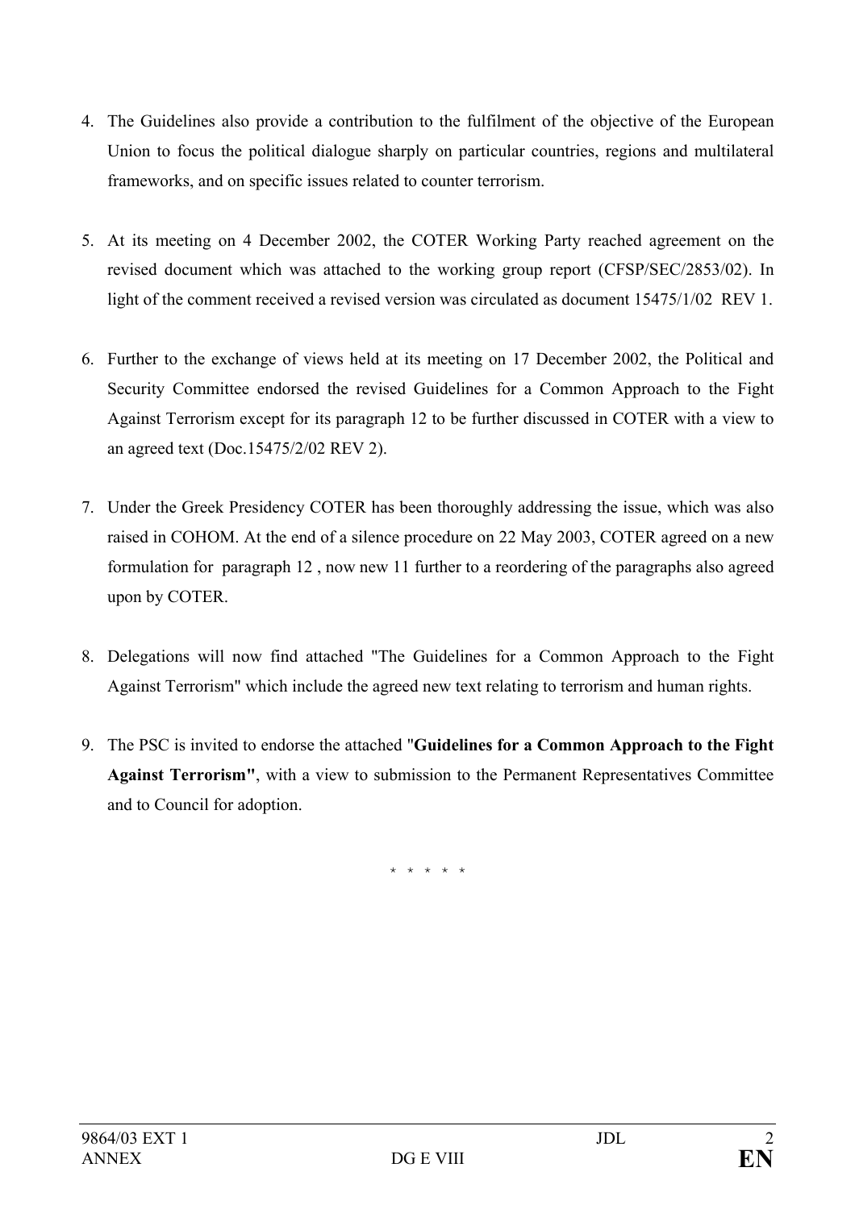4. The Guidelines also provide a contribution to the fulfilment of the objective of the European Union to focus the political dialogue sharply on particular countries, regions and multilateral frameworks, and on specific issues related to counter terrorism.

5. At its meeting on 4 December 2002, the COTER Working Party reached agreement on the revised document which was attached to the working group report (CFSP/SEC/2853/02). In light of the comment received a revised version was circulated as document 15475/1/02 REV 1.

6. Further to the exchange of views held at its meeting on 17 December 2002, the Political and Security Committee endorsed the revised Guidelines for a Common Approach to the Fight Against Terrorism except for its paragraph 12 to be further discussed in COTER with a view to an agreed text (Doc.15475/2/02 REV 2).

7. Under the Greek Presidency COTER has been thoroughly addressing the issue, which was also raised in COHOM. At the end of a silence procedure on 22 May 2003, COTER agreed on a new formulation for paragraph 12 , now new 11 further to a reordering of the paragraphs also agreed upon by COTER.

8. Delegations will now find attached "The Guidelines for a Common Approach to the Fight Against Terrorism" which include the agreed new text relating to terrorism and human rights.

9. The PSC is invited to endorse the attached "**Guidelines for a Common Approach to the Fight Against Terrorism"**, with a view to submission to the Permanent Representatives Committee and to Council for adoption.

\* \* \* \* \*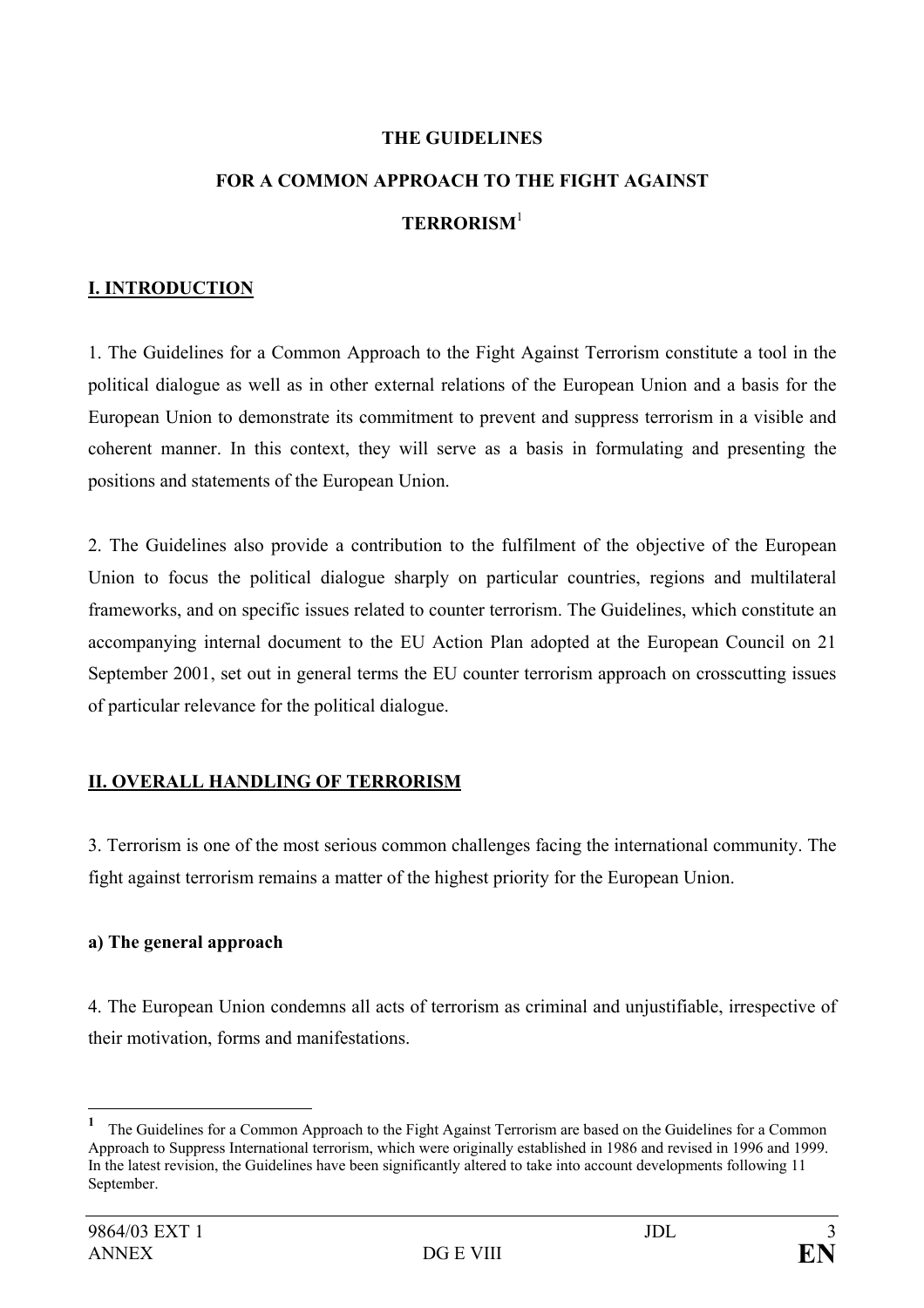**THE GUIDELINES**

**FOR A COMMON APPROACH TO THE FIGHT AGAINST**

**TERRORISM**[1]

## I. INTRODUCTION

1. The Guidelines for a Common Approach to the Fight Against Terrorism constitute a tool in the political dialogue as well as in other external relations of the European Union and a basis for the European Union to demonstrate its commitment to prevent and suppress terrorism in a visible and coherent manner. In this context, they will serve as a basis in formulating and presenting the positions and statements of the European Union.

2. The Guidelines also provide a contribution to the fulfilment of the objective of the European Union to focus the political dialogue sharply on particular countries, regions and multilateral frameworks, and on specific issues related to counter terrorism. The Guidelines, which constitute an accompanying internal document to the EU Action Plan adopted at the European Council on 21 September 2001, set out in general terms the EU counter terrorism approach on crosscutting issues of particular relevance for the political dialogue.

## II. OVERALL HANDLING OF TERRORISM

3. Terrorism is one of the most serious common challenges facing the international community. The fight against terrorism remains a matter of the highest priority for the European Union.

### a) The general approach

4. The European Union condemns all acts of terrorism as criminal and unjustifiable, irrespective of their motivation, forms and manifestations.

---

[1] The Guidelines for a Common Approach to the Fight Against Terrorism are based on the Guidelines for a Common Approach to Suppress International terrorism, which were originally established in 1986 and revised in 1996 and 1999. In the latest revision, the Guidelines have been significantly altered to take into account developments following 11 September.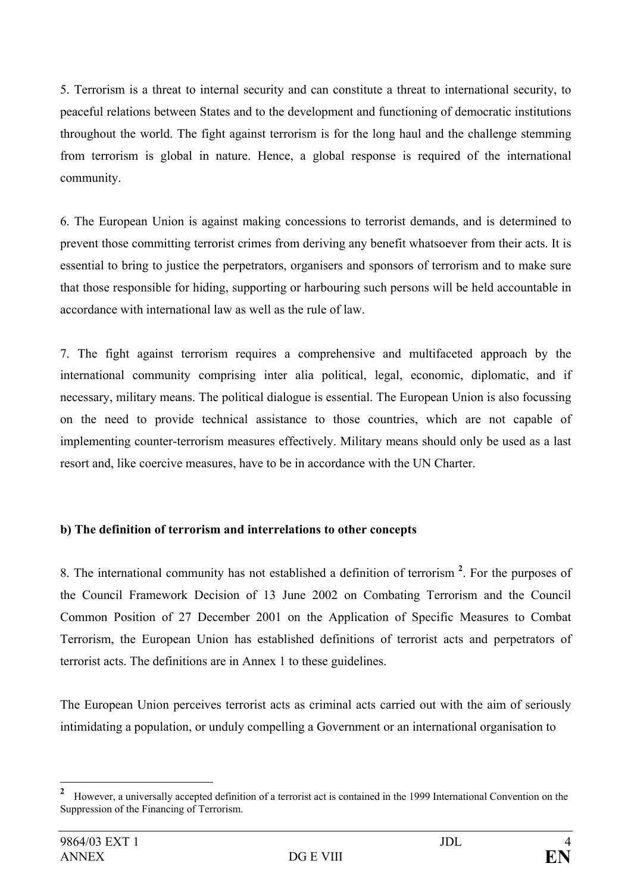5. Terrorism is a threat to internal security and can constitute a threat to international security, to peaceful relations between States and to the development and functioning of democratic institutions throughout the world. The fight against terrorism is for the long haul and the challenge stemming from terrorism is global in nature. Hence, a global response is required of the international community.

6. The European Union is against making concessions to terrorist demands, and is determined to prevent those committing terrorist crimes from deriving any benefit whatsoever from their acts. It is essential to bring to justice the perpetrators, organisers and sponsors of terrorism and to make sure that those responsible for hiding, supporting or harbouring such persons will be held accountable in accordance with international law as well as the rule of law.

7. The fight against terrorism requires a comprehensive and multifaceted approach by the international community comprising inter alia political, legal, economic, diplomatic, and if necessary, military means. The political dialogue is essential. The European Union is also focussing on the need to provide technical assistance to those countries, which are not capable of implementing counter-terrorism measures effectively. Military means should only be used as a last resort and, like coercive measures, have to be in accordance with the UN Charter.

**b) The definition of terrorism and interrelations to other concepts**

8. The international community has not established a definition of terrorism [2]. For the purposes of the Council Framework Decision of 13 June 2002 on Combating Terrorism and the Council Common Position of 27 December 2001 on the Application of Specific Measures to Combat Terrorism, the European Union has established definitions of terrorist acts and perpetrators of terrorist acts. The definitions are in Annex 1 to these guidelines.

The European Union perceives terrorist acts as criminal acts carried out with the aim of seriously intimidating a population, or unduly compelling a Government or an international organisation to

[2] However, a universally accepted definition of a terrorist act is contained in the 1999 International Convention on the Suppression of the Financing of Terrorism.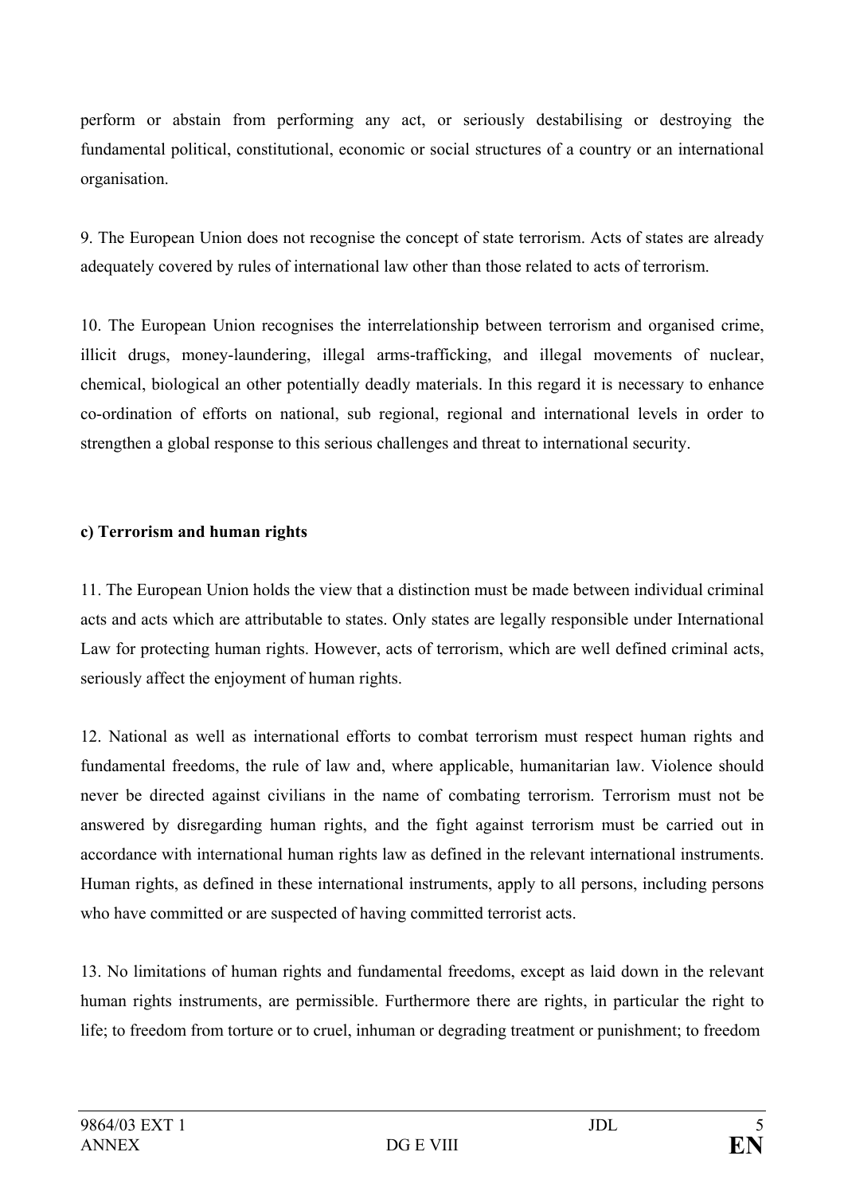perform or abstain from performing any act, or seriously destabilising or destroying the fundamental political, constitutional, economic or social structures of a country or an international organisation.

9. The European Union does not recognise the concept of state terrorism. Acts of states are already adequately covered by rules of international law other than those related to acts of terrorism.

10. The European Union recognises the interrelationship between terrorism and organised crime, illicit drugs, money-laundering, illegal arms-trafficking, and illegal movements of nuclear, chemical, biological an other potentially deadly materials. In this regard it is necessary to enhance co-ordination of efforts on national, sub regional, regional and international levels in order to strengthen a global response to this serious challenges and threat to international security.

**c) Terrorism and human rights**

11. The European Union holds the view that a distinction must be made between individual criminal acts and acts which are attributable to states. Only states are legally responsible under International Law for protecting human rights. However, acts of terrorism, which are well defined criminal acts, seriously affect the enjoyment of human rights.

12. National as well as international efforts to combat terrorism must respect human rights and fundamental freedoms, the rule of law and, where applicable, humanitarian law. Violence should never be directed against civilians in the name of combating terrorism. Terrorism must not be answered by disregarding human rights, and the fight against terrorism must be carried out in accordance with international human rights law as defined in the relevant international instruments. Human rights, as defined in these international instruments, apply to all persons, including persons who have committed or are suspected of having committed terrorist acts.

13. No limitations of human rights and fundamental freedoms, except as laid down in the relevant human rights instruments, are permissible. Furthermore there are rights, in particular the right to life; to freedom from torture or to cruel, inhuman or degrading treatment or punishment; to freedom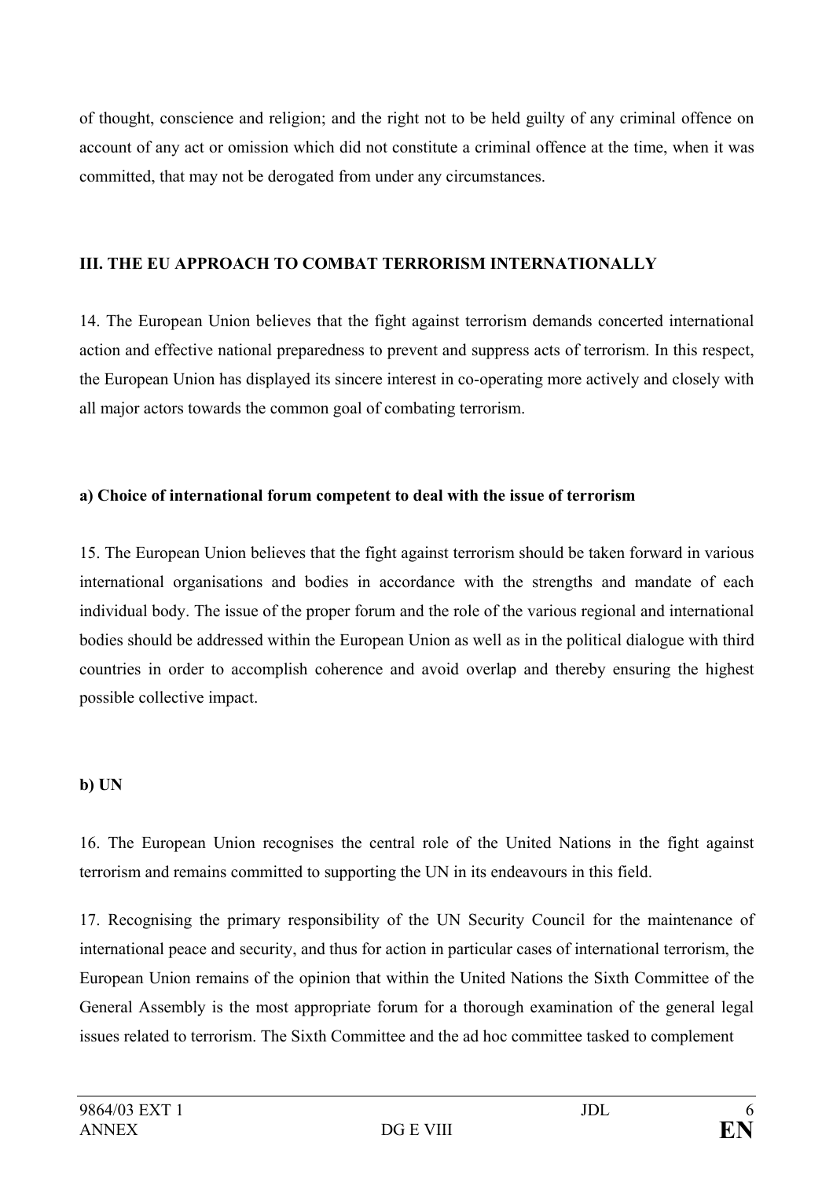of thought, conscience and religion; and the right not to be held guilty of any criminal offence on account of any act or omission which did not constitute a criminal offence at the time, when it was committed, that may not be derogated from under any circumstances.

## III. THE EU APPROACH TO COMBAT TERRORISM INTERNATIONALLY

14. The European Union believes that the fight against terrorism demands concerted international action and effective national preparedness to prevent and suppress acts of terrorism. In this respect, the European Union has displayed its sincere interest in co-operating more actively and closely with all major actors towards the common goal of combating terrorism.

### a) Choice of international forum competent to deal with the issue of terrorism

15. The European Union believes that the fight against terrorism should be taken forward in various international organisations and bodies in accordance with the strengths and mandate of each individual body. The issue of the proper forum and the role of the various regional and international bodies should be addressed within the European Union as well as in the political dialogue with third countries in order to accomplish coherence and avoid overlap and thereby ensuring the highest possible collective impact.

### b) UN

16. The European Union recognises the central role of the United Nations in the fight against terrorism and remains committed to supporting the UN in its endeavours in this field.

17. Recognising the primary responsibility of the UN Security Council for the maintenance of international peace and security, and thus for action in particular cases of international terrorism, the European Union remains of the opinion that within the United Nations the Sixth Committee of the General Assembly is the most appropriate forum for a thorough examination of the general legal issues related to terrorism. The Sixth Committee and the ad hoc committee tasked to complement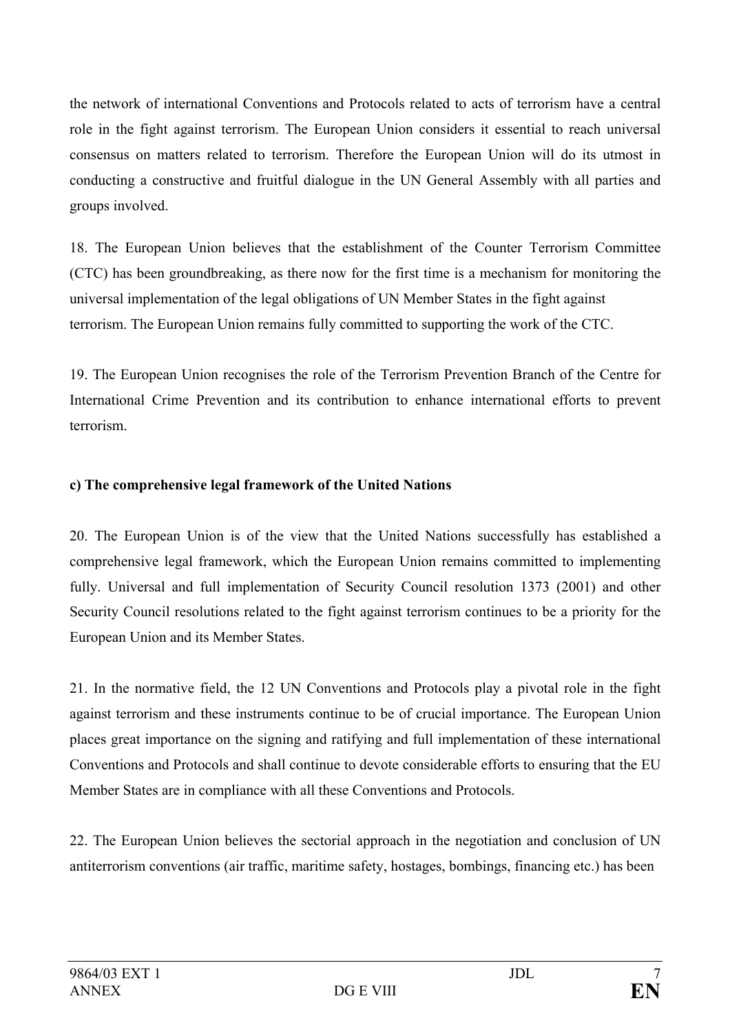the network of international Conventions and Protocols related to acts of terrorism have a central role in the fight against terrorism. The European Union considers it essential to reach universal consensus on matters related to terrorism. Therefore the European Union will do its utmost in conducting a constructive and fruitful dialogue in the UN General Assembly with all parties and groups involved.

18. The European Union believes that the establishment of the Counter Terrorism Committee (CTC) has been groundbreaking, as there now for the first time is a mechanism for monitoring the universal implementation of the legal obligations of UN Member States in the fight against terrorism. The European Union remains fully committed to supporting the work of the CTC.

19. The European Union recognises the role of the Terrorism Prevention Branch of the Centre for International Crime Prevention and its contribution to enhance international efforts to prevent terrorism.

**c) The comprehensive legal framework of the United Nations**

20. The European Union is of the view that the United Nations successfully has established a comprehensive legal framework, which the European Union remains committed to implementing fully. Universal and full implementation of Security Council resolution 1373 (2001) and other Security Council resolutions related to the fight against terrorism continues to be a priority for the European Union and its Member States.

21. In the normative field, the 12 UN Conventions and Protocols play a pivotal role in the fight against terrorism and these instruments continue to be of crucial importance. The European Union places great importance on the signing and ratifying and full implementation of these international Conventions and Protocols and shall continue to devote considerable efforts to ensuring that the EU Member States are in compliance with all these Conventions and Protocols.

22. The European Union believes the sectorial approach in the negotiation and conclusion of UN antiterrorism conventions (air traffic, maritime safety, hostages, bombings, financing etc.) has been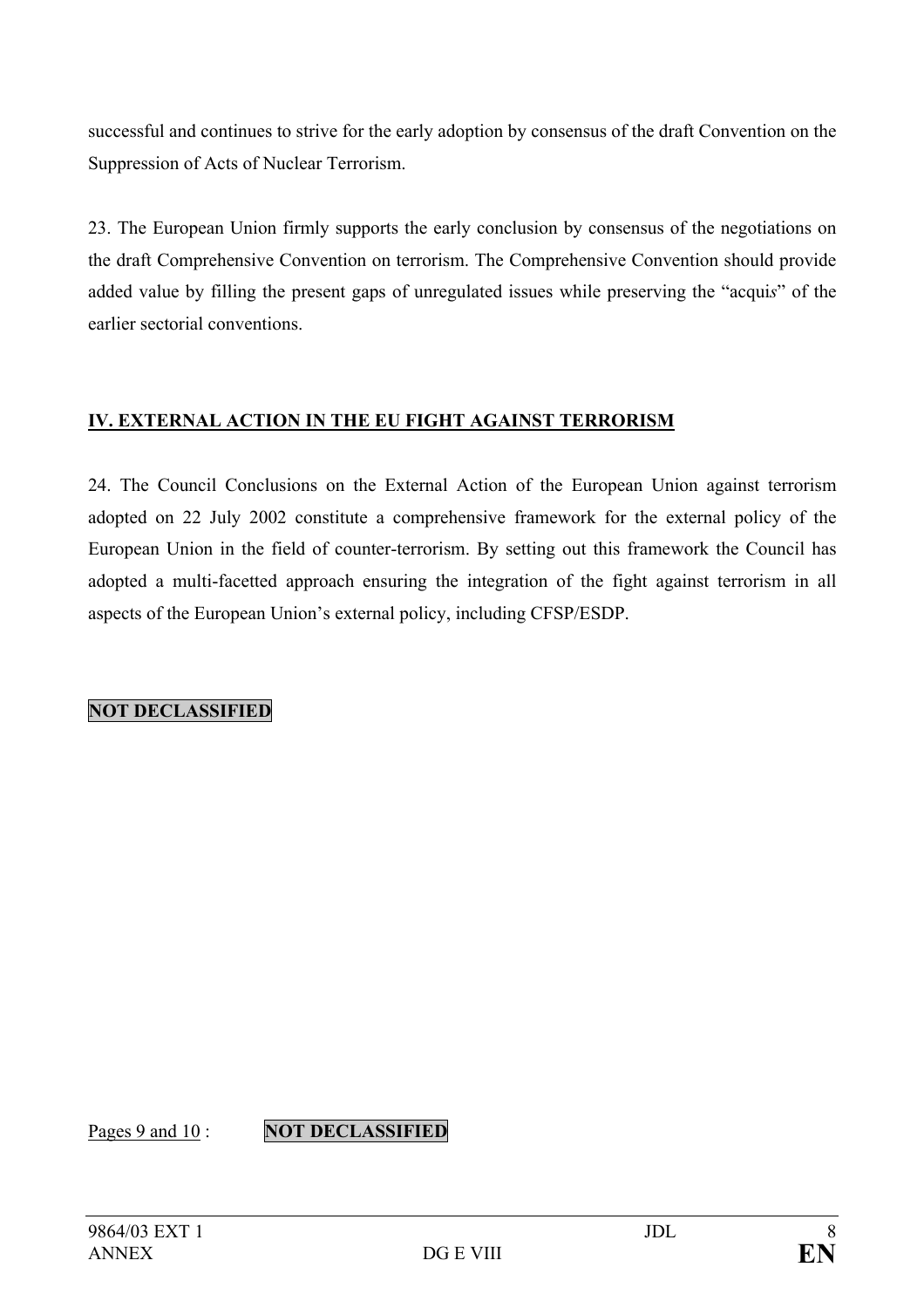successful and continues to strive for the early adoption by consensus of the draft Convention on the Suppression of Acts of Nuclear Terrorism.

23. The European Union firmly supports the early conclusion by consensus of the negotiations on the draft Comprehensive Convention on terrorism. The Comprehensive Convention should provide added value by filling the present gaps of unregulated issues while preserving the "acqui*s*" of the earlier sectorial conventions.

## IV. EXTERNAL ACTION IN THE EU FIGHT AGAINST TERRORISM

24. The Council Conclusions on the External Action of the European Union against terrorism adopted on 22 July 2002 constitute a comprehensive framework for the external policy of the European Union in the field of counter-terrorism. By setting out this framework the Council has adopted a multi-facetted approach ensuring the integration of the fight against terrorism in all aspects of the European Union's external policy, including CFSP/ESDP.

**NOT DECLASSIFIED**

Pages 9 and 10 : **NOT DECLASSIFIED**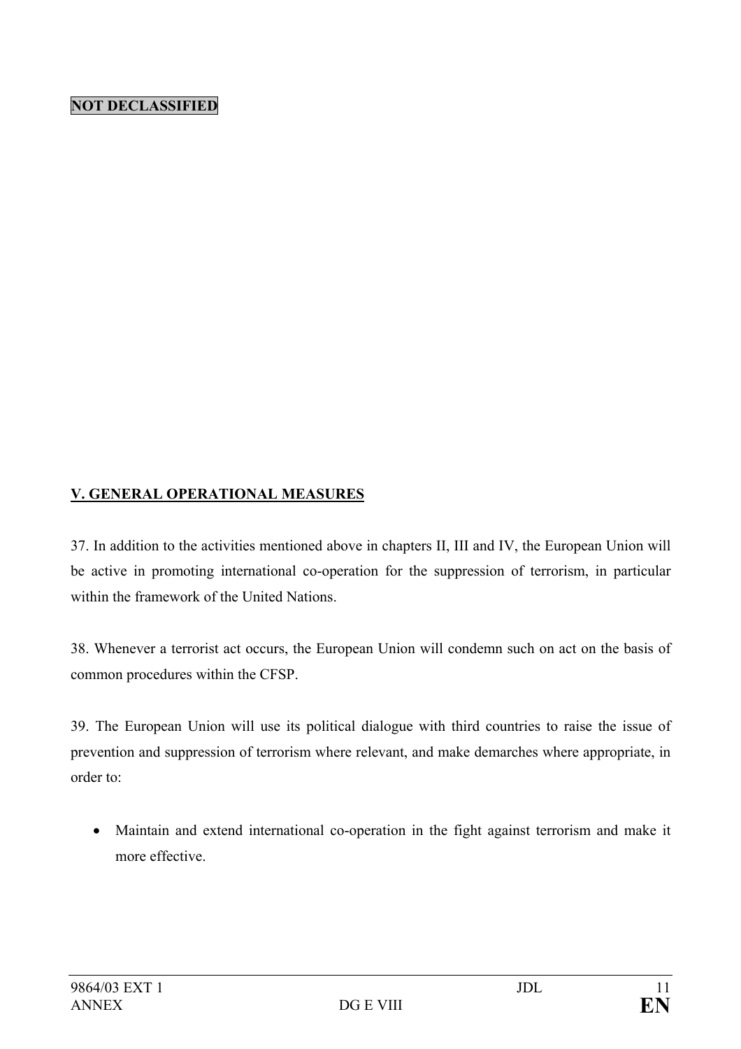**NOT DECLASSIFIED**

## V. GENERAL OPERATIONAL MEASURES

37. In addition to the activities mentioned above in chapters II, III and IV, the European Union will be active in promoting international co-operation for the suppression of terrorism, in particular within the framework of the United Nations.

38. Whenever a terrorist act occurs, the European Union will condemn such on act on the basis of common procedures within the CFSP.

39. The European Union will use its political dialogue with third countries to raise the issue of prevention and suppression of terrorism where relevant, and make demarches where appropriate, in order to:

- Maintain and extend international co-operation in the fight against terrorism and make it more effective.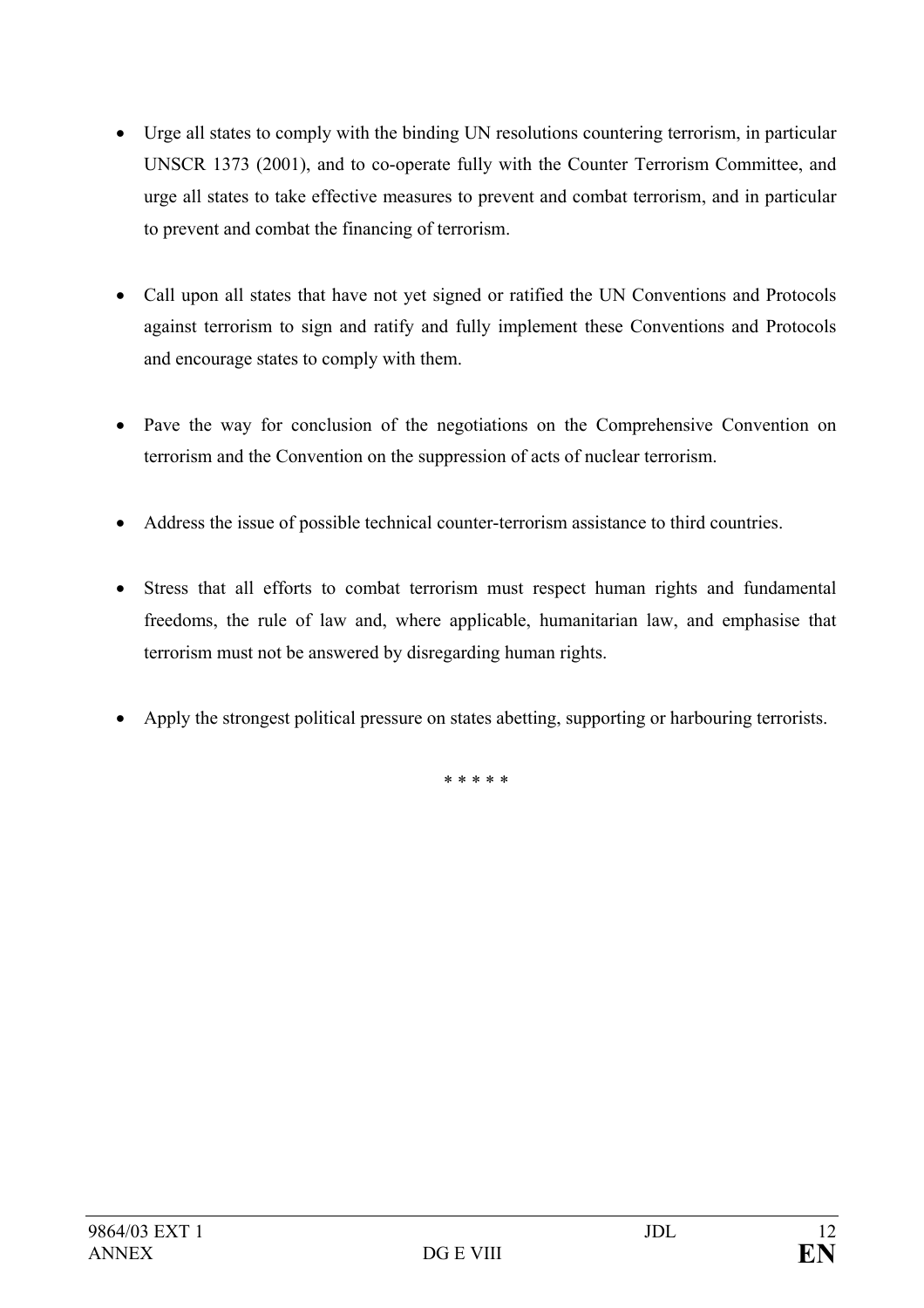- Urge all states to comply with the binding UN resolutions countering terrorism, in particular UNSCR 1373 (2001), and to co-operate fully with the Counter Terrorism Committee, and urge all states to take effective measures to prevent and combat terrorism, and in particular to prevent and combat the financing of terrorism.

- Call upon all states that have not yet signed or ratified the UN Conventions and Protocols against terrorism to sign and ratify and fully implement these Conventions and Protocols and encourage states to comply with them.

- Pave the way for conclusion of the negotiations on the Comprehensive Convention on terrorism and the Convention on the suppression of acts of nuclear terrorism.

- Address the issue of possible technical counter-terrorism assistance to third countries.

- Stress that all efforts to combat terrorism must respect human rights and fundamental freedoms, the rule of law and, where applicable, humanitarian law, and emphasise that terrorism must not be answered by disregarding human rights.

- Apply the strongest political pressure on states abetting, supporting or harbouring terrorists.

\* \* \* \* \*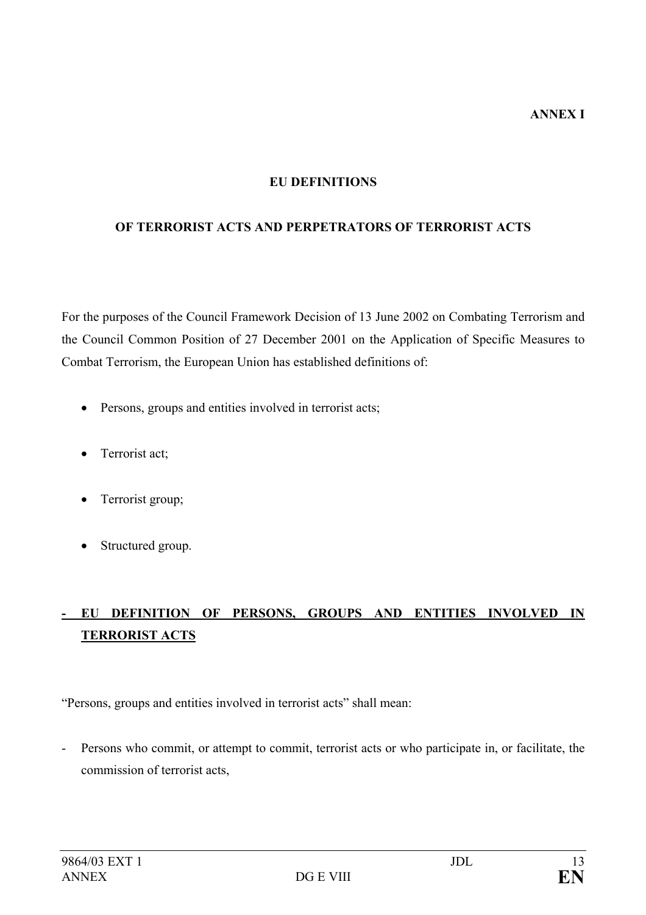**ANNEX I**

## EU DEFINITIONS

## OF TERRORIST ACTS AND PERPETRATORS OF TERRORIST ACTS

For the purposes of the Council Framework Decision of 13 June 2002 on Combating Terrorism and the Council Common Position of 27 December 2001 on the Application of Specific Measures to Combat Terrorism, the European Union has established definitions of:

- Persons, groups and entities involved in terrorist acts;
- Terrorist act;
- Terrorist group;
- Structured group.

### - EU DEFINITION OF PERSONS, GROUPS AND ENTITIES INVOLVED IN TERRORIST ACTS

"Persons, groups and entities involved in terrorist acts" shall mean:

- Persons who commit, or attempt to commit, terrorist acts or who participate in, or facilitate, the commission of terrorist acts,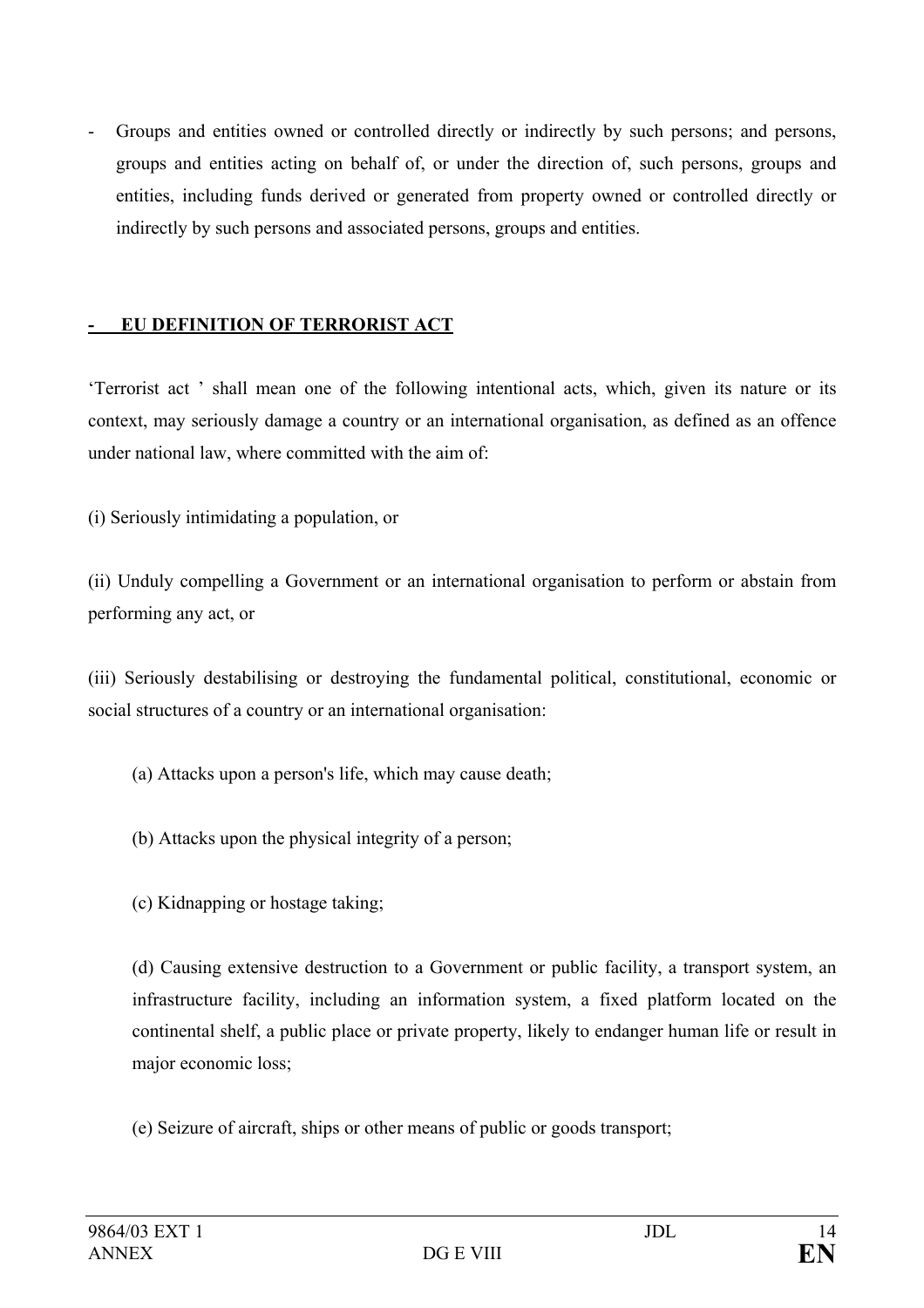- Groups and entities owned or controlled directly or indirectly by such persons; and persons, groups and entities acting on behalf of, or under the direction of, such persons, groups and entities, including funds derived or generated from property owned or controlled directly or indirectly by such persons and associated persons, groups and entities.

## - EU DEFINITION OF TERRORIST ACT

'Terrorist act ' shall mean one of the following intentional acts, which, given its nature or its context, may seriously damage a country or an international organisation, as defined as an offence under national law, where committed with the aim of:

(i) Seriously intimidating a population, or

(ii) Unduly compelling a Government or an international organisation to perform or abstain from performing any act, or

(iii) Seriously destabilising or destroying the fundamental political, constitutional, economic or social structures of a country or an international organisation:

(a) Attacks upon a person's life, which may cause death;

(b) Attacks upon the physical integrity of a person;

(c) Kidnapping or hostage taking;

(d) Causing extensive destruction to a Government or public facility, a transport system, an infrastructure facility, including an information system, a fixed platform located on the continental shelf, a public place or private property, likely to endanger human life or result in major economic loss;

(e) Seizure of aircraft, ships or other means of public or goods transport;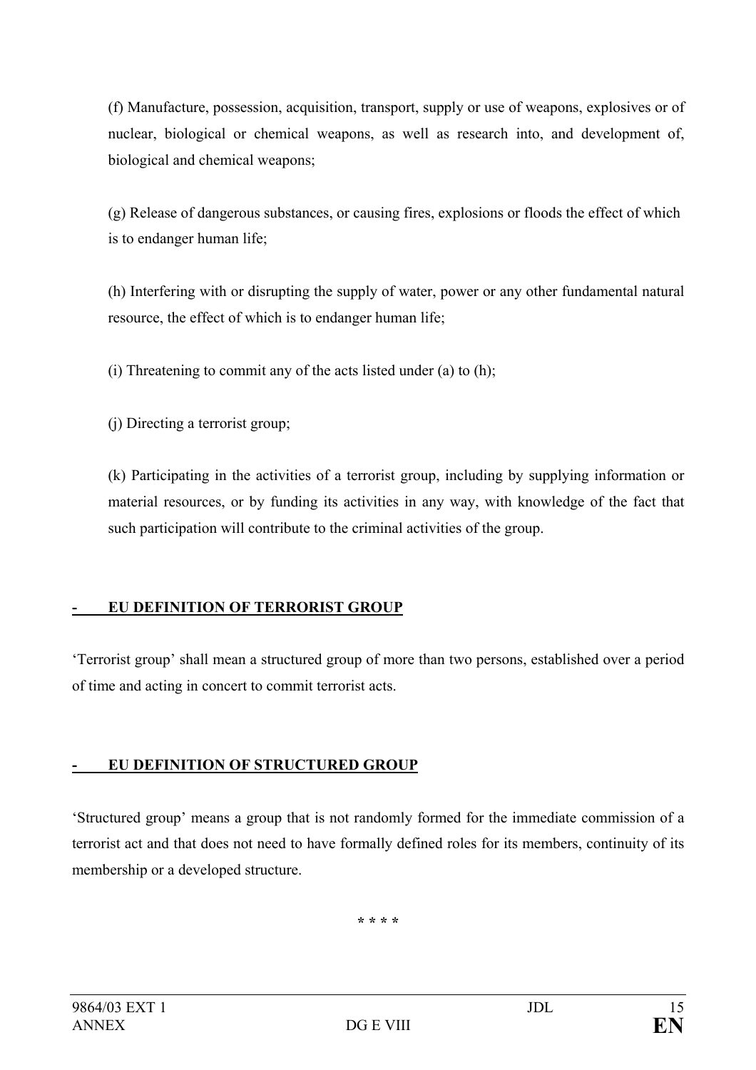(f) Manufacture, possession, acquisition, transport, supply or use of weapons, explosives or of nuclear, biological or chemical weapons, as well as research into, and development of, biological and chemical weapons;

(g) Release of dangerous substances, or causing fires, explosions or floods the effect of which is to endanger human life;

(h) Interfering with or disrupting the supply of water, power or any other fundamental natural resource, the effect of which is to endanger human life;

(i) Threatening to commit any of the acts listed under (a) to (h);

(j) Directing a terrorist group;

(k) Participating in the activities of a terrorist group, including by supplying information or material resources, or by funding its activities in any way, with knowledge of the fact that such participation will contribute to the criminal activities of the group.

## - EU DEFINITION OF TERRORIST GROUP

'Terrorist group' shall mean a structured group of more than two persons, established over a period of time and acting in concert to commit terrorist acts.

## - EU DEFINITION OF STRUCTURED GROUP

'Structured group' means a group that is not randomly formed for the immediate commission of a terrorist act and that does not need to have formally defined roles for its members, continuity of its membership or a developed structure.

* * * *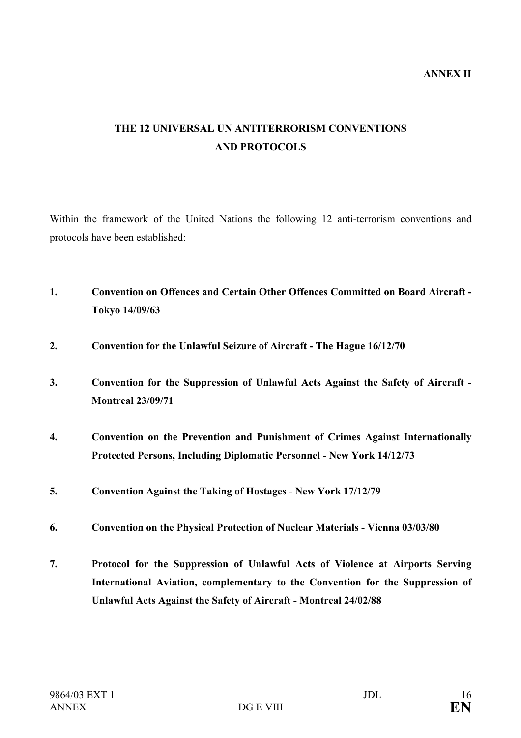**ANNEX II**

# THE 12 UNIVERSAL UN ANTITERRORISM CONVENTIONS AND PROTOCOLS

Within the framework of the United Nations the following 12 anti-terrorism conventions and protocols have been established:

1. **Convention on Offences and Certain Other Offences Committed on Board Aircraft - Tokyo 14/09/63**

2. **Convention for the Unlawful Seizure of Aircraft - The Hague 16/12/70**

3. **Convention for the Suppression of Unlawful Acts Against the Safety of Aircraft - Montreal 23/09/71**

4. **Convention on the Prevention and Punishment of Crimes Against Internationally Protected Persons, Including Diplomatic Personnel - New York 14/12/73**

5. **Convention Against the Taking of Hostages - New York 17/12/79**

6. **Convention on the Physical Protection of Nuclear Materials - Vienna 03/03/80**

7. **Protocol for the Suppression of Unlawful Acts of Violence at Airports Serving International Aviation, complementary to the Convention for the Suppression of Unlawful Acts Against the Safety of Aircraft - Montreal 24/02/88**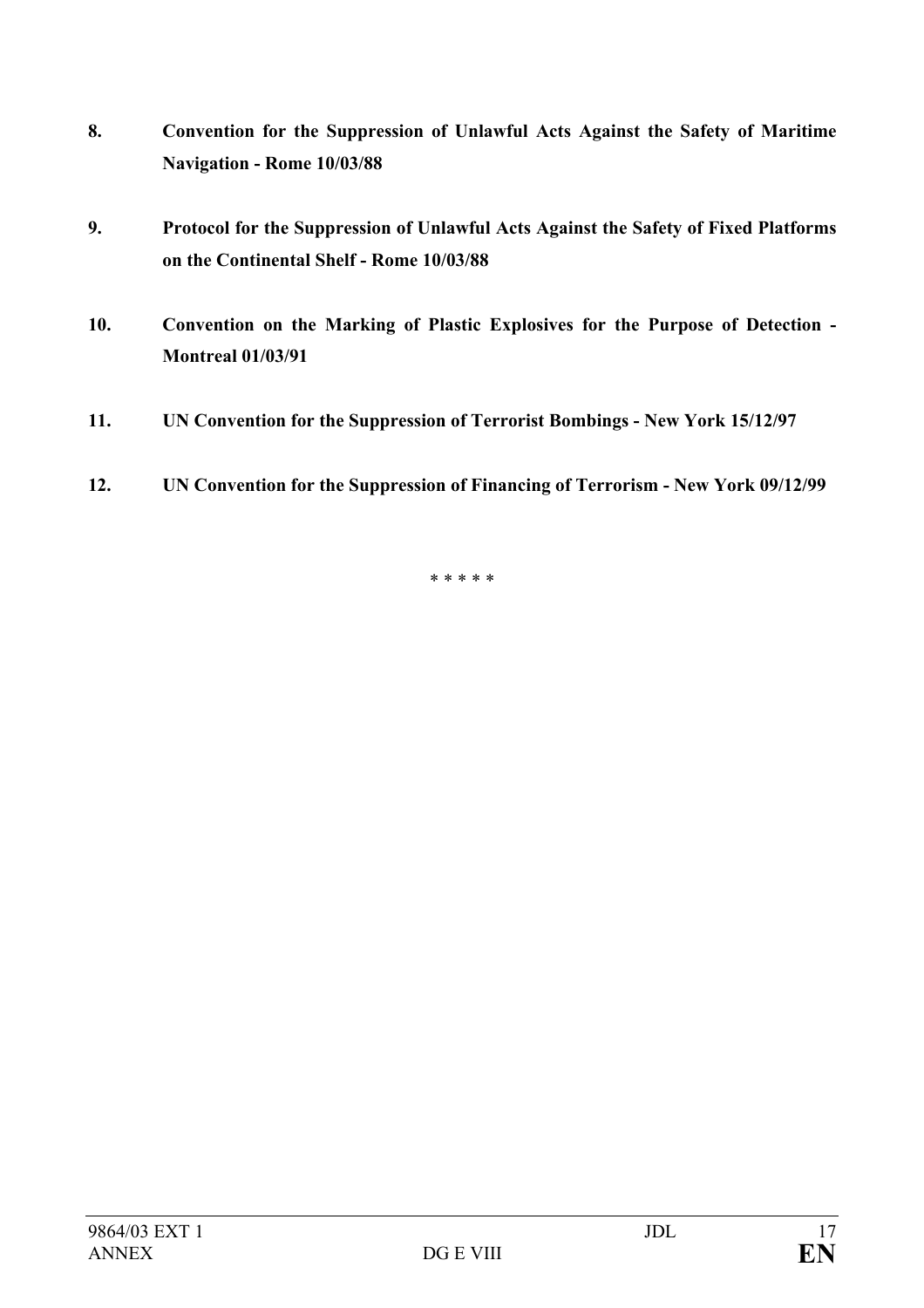8. **Convention for the Suppression of Unlawful Acts Against the Safety of Maritime Navigation - Rome 10/03/88**

9. **Protocol for the Suppression of Unlawful Acts Against the Safety of Fixed Platforms on the Continental Shelf - Rome 10/03/88**

10. **Convention on the Marking of Plastic Explosives for the Purpose of Detection - Montreal 01/03/91**

11. **UN Convention for the Suppression of Terrorist Bombings - New York 15/12/97**

12. **UN Convention for the Suppression of Financing of Terrorism - New York 09/12/99**

\* \* \* \* \*